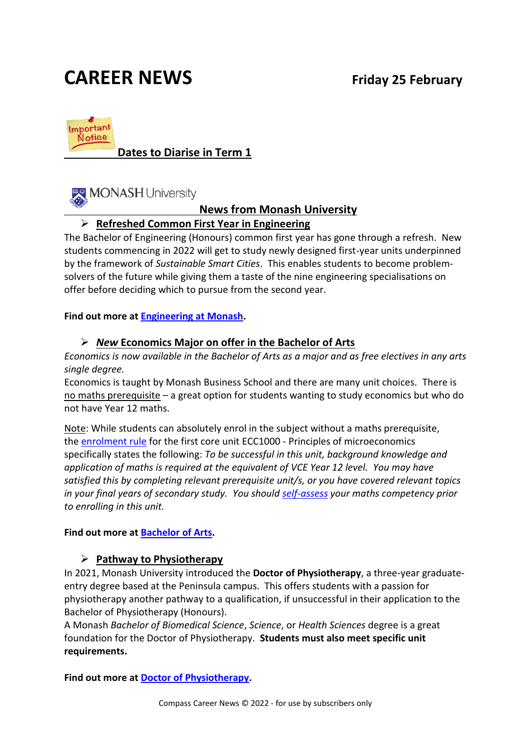# CAREER NEWS

**Friday 25 February**

## Dates to Diarise in Term 1

## News from Monash University

### Refreshed Common First Year in Engineering

The Bachelor of Engineering (Honours) common first year has gone through a refresh. New students commencing in 2022 will get to study newly designed first-year units underpinned by the framework of *Sustainable Smart Cities*. This enables students to become problem-solvers of the future while giving them a taste of the nine engineering specialisations on offer before deciding which to pursue from the second year.

**Find out more at Engineering at Monash.**

### *New* Economics Major on offer in the Bachelor of Arts

*Economics is now available in the Bachelor of Arts as a major and as free electives in any arts single degree.*

Economics is taught by Monash Business School and there are many unit choices. There is no maths prerequisite – a great option for students wanting to study economics but who do not have Year 12 maths.

Note: While students can absolutely enrol in the subject without a maths prerequisite, the enrolment rule for the first core unit ECC1000 - Principles of microeconomics specifically states the following: *To be successful in this unit, background knowledge and application of maths is required at the equivalent of VCE Year 12 level. You may have satisfied this by completing relevant prerequisite unit/s, or you have covered relevant topics in your final years of secondary study. You should self-assess your maths competency prior to enrolling in this unit.*

**Find out more at Bachelor of Arts.**

### Pathway to Physiotherapy

In 2021, Monash University introduced the **Doctor of Physiotherapy**, a three-year graduate-entry degree based at the Peninsula campus. This offers students with a passion for physiotherapy another pathway to a qualification, if unsuccessful in their application to the Bachelor of Physiotherapy (Honours).

A Monash *Bachelor of Biomedical Science*, *Science*, or *Health Sciences* degree is a great foundation for the Doctor of Physiotherapy. **Students must also meet specific unit requirements.**

**Find out more at Doctor of Physiotherapy.**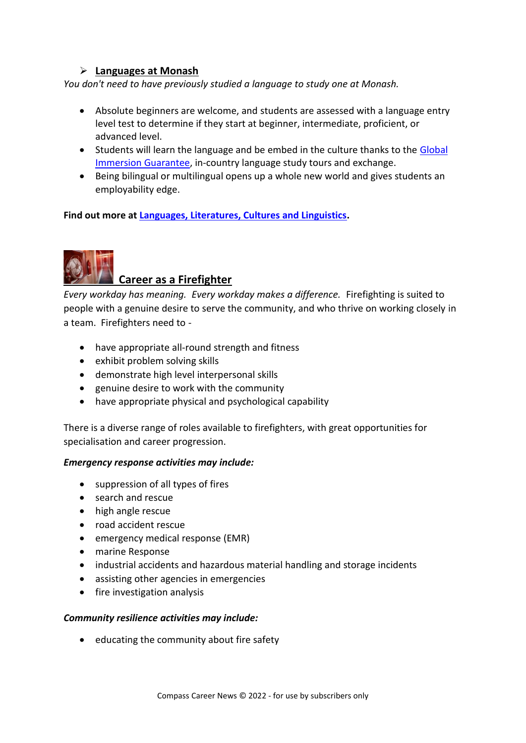## Languages at Monash

*You don't need to have previously studied a language to study one at Monash.*

- Absolute beginners are welcome, and students are assessed with a language entry level test to determine if they start at beginner, intermediate, proficient, or advanced level.
- Students will learn the language and be embed in the culture thanks to the Global Immersion Guarantee, in-country language study tours and exchange.
- Being bilingual or multilingual opens up a whole new world and gives students an employability edge.

**Find out more at Languages, Literatures, Cultures and Linguistics.**

## Career as a Firefighter

*Every workday has meaning. Every workday makes a difference.* Firefighting is suited to people with a genuine desire to serve the community, and who thrive on working closely in a team. Firefighters need to -

- have appropriate all-round strength and fitness
- exhibit problem solving skills
- demonstrate high level interpersonal skills
- genuine desire to work with the community
- have appropriate physical and psychological capability

There is a diverse range of roles available to firefighters, with great opportunities for specialisation and career progression.

***Emergency response activities may include:***

- suppression of all types of fires
- search and rescue
- high angle rescue
- road accident rescue
- emergency medical response (EMR)
- marine Response
- industrial accidents and hazardous material handling and storage incidents
- assisting other agencies in emergencies
- fire investigation analysis

***Community resilience activities may include:***

- educating the community about fire safety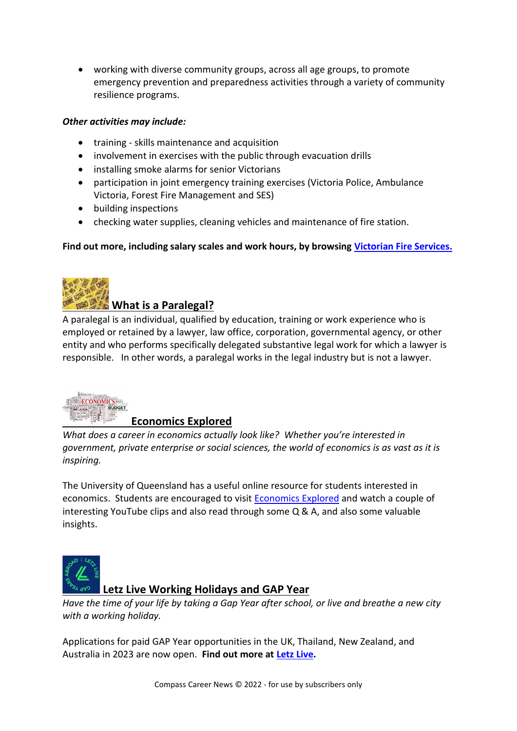- working with diverse community groups, across all age groups, to promote emergency prevention and preparedness activities through a variety of community resilience programs.

***Other activities may include:***

- training - skills maintenance and acquisition
- involvement in exercises with the public through evacuation drills
- installing smoke alarms for senior Victorians
- participation in joint emergency training exercises (Victoria Police, Ambulance Victoria, Forest Fire Management and SES)
- building inspections
- checking water supplies, cleaning vehicles and maintenance of fire station.

**Find out more, including salary scales and work hours, by browsing [Victorian Fire Services.](#)**

## What is a Paralegal?

A paralegal is an individual, qualified by education, training or work experience who is employed or retained by a lawyer, law office, corporation, governmental agency, or other entity and who performs specifically delegated substantive legal work for which a lawyer is responsible. In other words, a paralegal works in the legal industry but is not a lawyer.

## Economics Explored

*What does a career in economics actually look like? Whether you're interested in government, private enterprise or social sciences, the world of economics is as vast as it is inspiring.*

The University of Queensland has a useful online resource for students interested in economics. Students are encouraged to visit [Economics Explored](#) and watch a couple of interesting YouTube clips and also read through some Q & A, and also some valuable insights.

## Letz Live Working Holidays and GAP Year

*Have the time of your life by taking a Gap Year after school, or live and breathe a new city with a working holiday.*

Applications for paid GAP Year opportunities in the UK, Thailand, New Zealand, and Australia in 2023 are now open. **Find out more at [Letz Live](#).**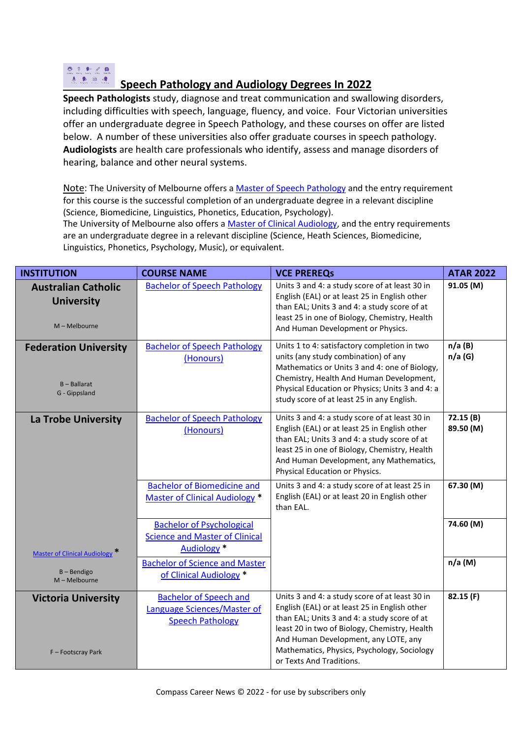# Speech Pathology and Audiology Degrees In 2022

**Speech Pathologists** study, diagnose and treat communication and swallowing disorders, including difficulties with speech, language, fluency, and voice. Four Victorian universities offer an undergraduate degree in Speech Pathology, and these courses on offer are listed below. A number of these universities also offer graduate courses in speech pathology. **Audiologists** are health care professionals who identify, assess and manage disorders of hearing, balance and other neural systems.

Note: The University of Melbourne offers a Master of Speech Pathology and the entry requirement for this course is the successful completion of an undergraduate degree in a relevant discipline (Science, Biomedicine, Linguistics, Phonetics, Education, Psychology).
The University of Melbourne also offers a Master of Clinical Audiology, and the entry requirements are an undergraduate degree in a relevant discipline (Science, Heath Sciences, Biomedicine, Linguistics, Phonetics, Psychology, Music), or equivalent.

| INSTITUTION | COURSE NAME | VCE PREREQs | ATAR 2022 |
|---|---|---|---|
| **Australian Catholic University**<br>M – Melbourne | Bachelor of Speech Pathology | Units 3 and 4: a study score of at least 30 in English (EAL) or at least 25 in English other than EAL; Units 3 and 4: a study score of at least 25 in one of Biology, Chemistry, Health And Human Development or Physics. | **91.05 (M)** |
| **Federation University**<br>B – Ballarat<br>G - Gippsland | Bachelor of Speech Pathology (Honours) | Units 1 to 4: satisfactory completion in two units (any study combination) of any Mathematics or Units 3 and 4: one of Biology, Chemistry, Health And Human Development, Physical Education or Physics; Units 3 and 4: a study score of at least 25 in any English. | **n/a (B)**<br>**n/a (G)** |
| **La Trobe University**<br>Master of Clinical Audiology *<br>B – Bendigo<br>M – Melbourne | Bachelor of Speech Pathology (Honours) | Units 3 and 4: a study score of at least 30 in English (EAL) or at least 25 in English other than EAL; Units 3 and 4: a study score of at least 25 in one of Biology, Chemistry, Health And Human Development, any Mathematics, Physical Education or Physics. | **72.15 (B)**<br>**89.50 (M)** |
| | Bachelor of Biomedicine and Master of Clinical Audiology * | Units 3 and 4: a study score of at least 25 in English (EAL) or at least 20 in English other than EAL. | **67.30 (M)** |
| | Bachelor of Psychological Science and Master of Clinical Audiology * | | **74.60 (M)** |
| | Bachelor of Science and Master of Clinical Audiology * | | **n/a (M)** |
| **Victoria University**<br>F – Footscray Park | Bachelor of Speech and Language Sciences/Master of Speech Pathology | Units 3 and 4: a study score of at least 30 in English (EAL) or at least 25 in English other than EAL; Units 3 and 4: a study score of at least 20 in two of Biology, Chemistry, Health And Human Development, any LOTE, any Mathematics, Physics, Psychology, Sociology or Texts And Traditions. | **82.15 (F)** |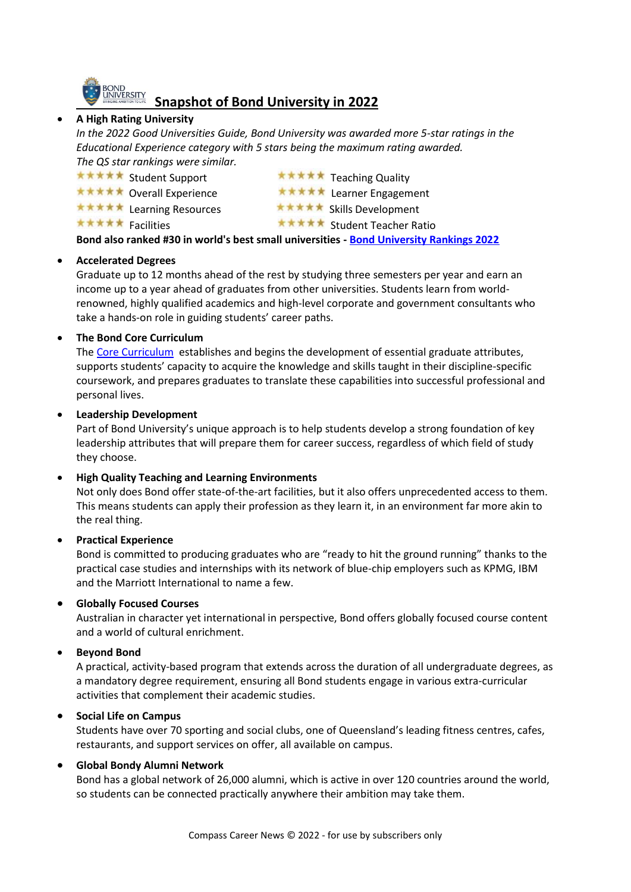## Snapshot of Bond University in 2022

- **A High Rating University**
  *In the 2022 Good Universities Guide, Bond University was awarded more 5-star ratings in the Educational Experience category with 5 stars being the maximum rating awarded.*
  *The QS star rankings were similar.*

  ★★★★★ Student Support
  ★★★★★ Overall Experience
  ★★★★★ Learning Resources
  ★★★★★ Facilities
  ★★★★★ Teaching Quality
  ★★★★★ Learner Engagement
  ★★★★★ Skills Development
  ★★★★★ Student Teacher Ratio

  **Bond also ranked #30 in world's best small universities - [Bond University Rankings 2022]**

- **Accelerated Degrees**
  Graduate up to 12 months ahead of the rest by studying three semesters per year and earn an income up to a year ahead of graduates from other universities. Students learn from world-renowned, highly qualified academics and high-level corporate and government consultants who take a hands-on role in guiding students' career paths.

- **The Bond Core Curriculum**
  The [Core Curriculum] establishes and begins the development of essential graduate attributes, supports students' capacity to acquire the knowledge and skills taught in their discipline-specific coursework, and prepares graduates to translate these capabilities into successful professional and personal lives.

- **Leadership Development**
  Part of Bond University's unique approach is to help students develop a strong foundation of key leadership attributes that will prepare them for career success, regardless of which field of study they choose.

- **High Quality Teaching and Learning Environments**
  Not only does Bond offer state-of-the-art facilities, but it also offers unprecedented access to them. This means students can apply their profession as they learn it, in an environment far more akin to the real thing.

- **Practical Experience**
  Bond is committed to producing graduates who are "ready to hit the ground running" thanks to the practical case studies and internships with its network of blue-chip employers such as KPMG, IBM and the Marriott International to name a few.

- **Globally Focused Courses**
  Australian in character yet international in perspective, Bond offers globally focused course content and a world of cultural enrichment.

- **Beyond Bond**
  A practical, activity-based program that extends across the duration of all undergraduate degrees, as a mandatory degree requirement, ensuring all Bond students engage in various extra-curricular activities that complement their academic studies.

- **Social Life on Campus**
  Students have over 70 sporting and social clubs, one of Queensland's leading fitness centres, cafes, restaurants, and support services on offer, all available on campus.

- **Global Bondy Alumni Network**
  Bond has a global network of 26,000 alumni, which is active in over 120 countries around the world, so students can be connected practically anywhere their ambition may take them.

Compass Career News © 2022 - for use by subscribers only